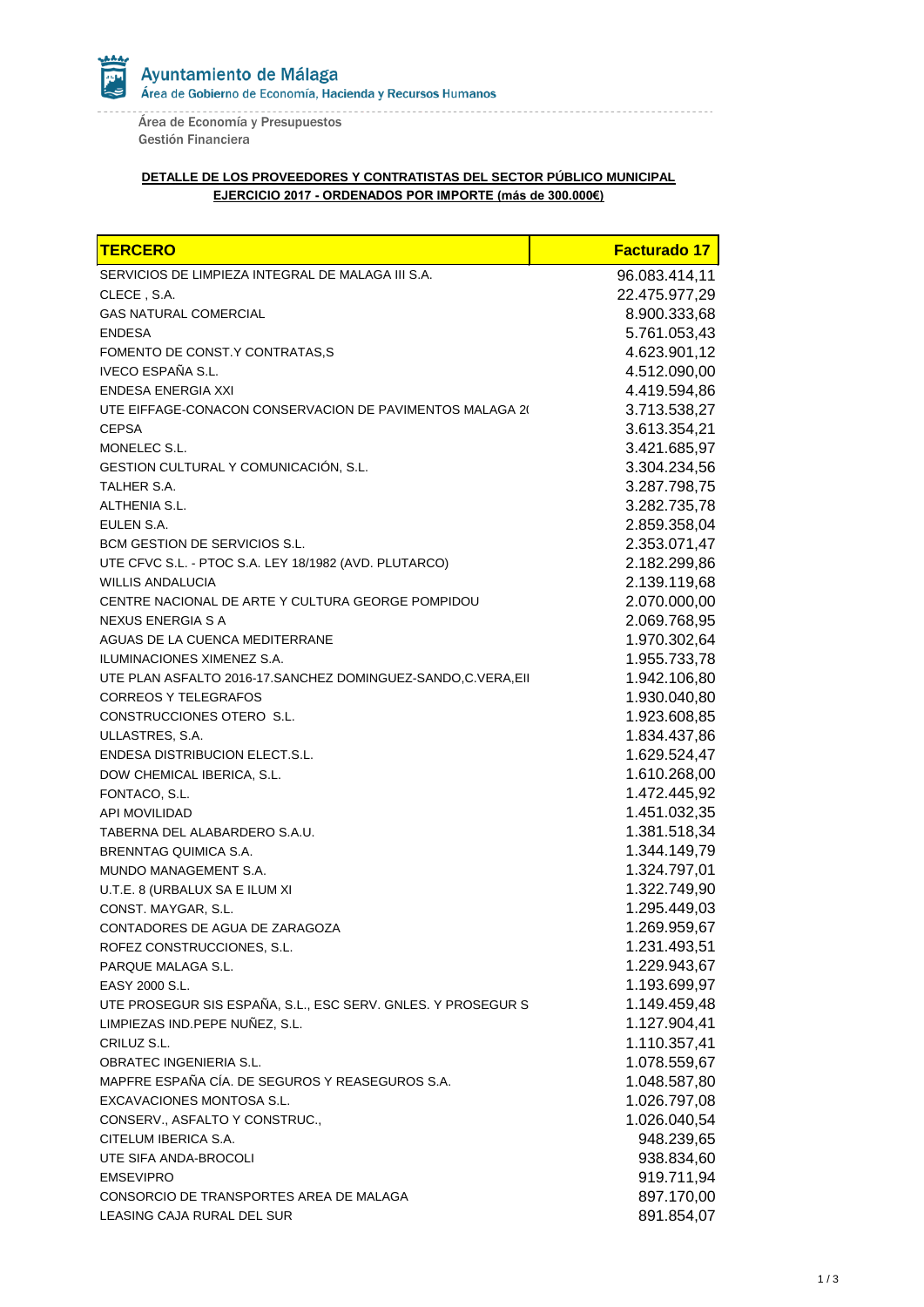Ayuntamiento de Málaga
Área de Gobierno de Economía, Hacienda y Recursos Humanos

Área de Economía y Presupuestos
Gestión Financiera

**DETALLE DE LOS PROVEEDORES Y CONTRATISTAS DEL SECTOR PÚBLICO MUNICIPAL**
**EJERCICIO 2017 - ORDENADOS POR IMPORTE (más de 300.000€)**

| TERCERO | Facturado 17 |
|---|---:|
| SERVICIOS DE LIMPIEZA INTEGRAL DE MALAGA III S.A. | 96.083.414,11 |
| CLECE , S.A. | 22.475.977,29 |
| GAS NATURAL COMERCIAL | 8.900.333,68 |
| ENDESA | 5.761.053,43 |
| FOMENTO DE CONST.Y CONTRATAS,S | 4.623.901,12 |
| IVECO ESPAÑA S.L. | 4.512.090,00 |
| ENDESA ENERGIA XXI | 4.419.594,86 |
| UTE EIFFAGE-CONACON CONSERVACION DE PAVIMENTOS MALAGA 2( | 3.713.538,27 |
| CEPSA | 3.613.354,21 |
| MONELEC S.L. | 3.421.685,97 |
| GESTION CULTURAL Y COMUNICACIÓN, S.L. | 3.304.234,56 |
| TALHER S.A. | 3.287.798,75 |
| ALTHENIA S.L. | 3.282.735,78 |
| EULEN S.A. | 2.859.358,04 |
| BCM GESTION DE SERVICIOS S.L. | 2.353.071,47 |
| UTE CFVC S.L. - PTOC S.A. LEY 18/1982 (AVD. PLUTARCO) | 2.182.299,86 |
| WILLIS ANDALUCIA | 2.139.119,68 |
| CENTRE NACIONAL DE ARTE Y CULTURA GEORGE POMPIDOU | 2.070.000,00 |
| NEXUS ENERGIA S A | 2.069.768,95 |
| AGUAS DE LA CUENCA MEDITERRANE | 1.970.302,64 |
| ILUMINACIONES XIMENEZ S.A. | 1.955.733,78 |
| UTE PLAN ASFALTO 2016-17.SANCHEZ DOMINGUEZ-SANDO,C.VERA,EII | 1.942.106,80 |
| CORREOS Y TELEGRAFOS | 1.930.040,80 |
| CONSTRUCCIONES OTERO S.L. | 1.923.608,85 |
| ULLASTRES, S.A. | 1.834.437,86 |
| ENDESA DISTRIBUCION ELECT.S.L. | 1.629.524,47 |
| DOW CHEMICAL IBERICA, S.L. | 1.610.268,00 |
| FONTACO, S.L. | 1.472.445,92 |
| API MOVILIDAD | 1.451.032,35 |
| TABERNA DEL ALABARDERO S.A.U. | 1.381.518,34 |
| BRENNTAG QUIMICA S.A. | 1.344.149,79 |
| MUNDO MANAGEMENT S.A. | 1.324.797,01 |
| U.T.E. 8 (URBALUX SA E ILUM XI | 1.322.749,90 |
| CONST. MAYGAR, S.L. | 1.295.449,03 |
| CONTADORES DE AGUA DE ZARAGOZA | 1.269.959,67 |
| ROFEZ CONSTRUCCIONES, S.L. | 1.231.493,51 |
| PARQUE MALAGA S.L. | 1.229.943,67 |
| EASY 2000 S.L. | 1.193.699,97 |
| UTE PROSEGUR SIS ESPAÑA, S.L., ESC SERV. GNLES. Y PROSEGUR S | 1.149.459,48 |
| LIMPIEZAS IND.PEPE NUÑEZ, S.L. | 1.127.904,41 |
| CRILUZ S.L. | 1.110.357,41 |
| OBRATEC INGENIERIA S.L. | 1.078.559,67 |
| MAPFRE ESPAÑA CÍA. DE SEGUROS Y REASEGUROS S.A. | 1.048.587,80 |
| EXCAVACIONES MONTOSA S.L. | 1.026.797,08 |
| CONSERV., ASFALTO Y CONSTRUC., | 1.026.040,54 |
| CITELUM IBERICA S.A. | 948.239,65 |
| UTE SIFA ANDA-BROCOLI | 938.834,60 |
| EMSEVIPRO | 919.711,94 |
| CONSORCIO DE TRANSPORTES AREA DE MALAGA | 897.170,00 |
| LEASING CAJA RURAL DEL SUR | 891.854,07 |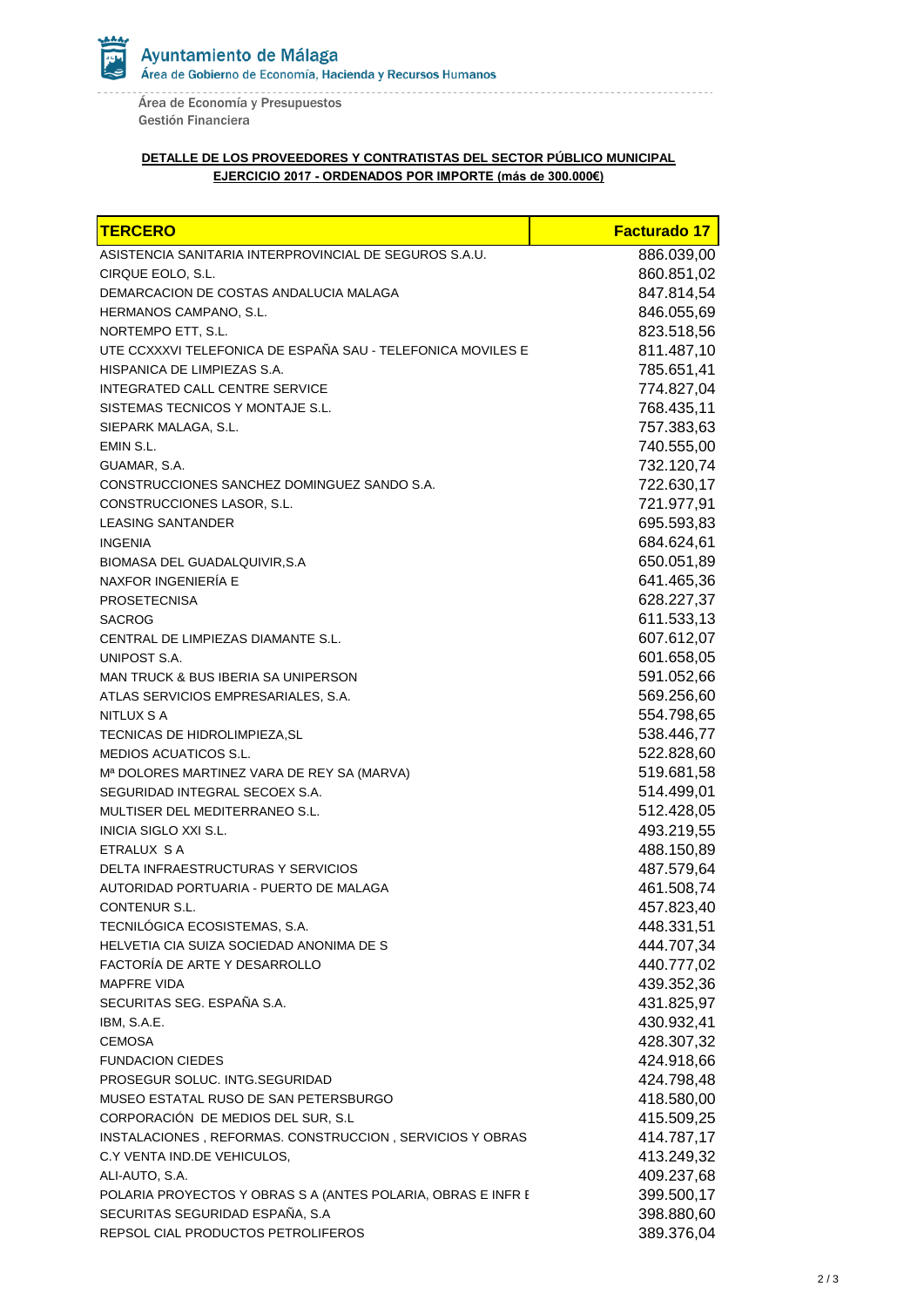Ayuntamiento de Málaga

Área de Gobierno de Economía, Hacienda y Recursos Humanos

Área de Economía y Presupuestos

Gestión Financiera

**DETALLE DE LOS PROVEEDORES Y CONTRATISTAS DEL SECTOR PÚBLICO MUNICIPAL**

**EJERCICIO 2017 - ORDENADOS POR IMPORTE (más de 300.000€)**

| TERCERO | Facturado 17 |
|---|---|
| ASISTENCIA SANITARIA INTERPROVINCIAL DE SEGUROS S.A.U. | 886.039,00 |
| CIRQUE EOLO, S.L. | 860.851,02 |
| DEMARCACION DE COSTAS ANDALUCIA MALAGA | 847.814,54 |
| HERMANOS CAMPANO, S.L. | 846.055,69 |
| NORTEMPO ETT, S.L. | 823.518,56 |
| UTE CCXXXVI TELEFONICA DE ESPAÑA SAU - TELEFONICA MOVILES E | 811.487,10 |
| HISPANICA DE LIMPIEZAS S.A. | 785.651,41 |
| INTEGRATED CALL CENTRE SERVICE | 774.827,04 |
| SISTEMAS TECNICOS Y MONTAJE S.L. | 768.435,11 |
| SIEPARK MALAGA, S.L. | 757.383,63 |
| EMIN S.L. | 740.555,00 |
| GUAMAR, S.A. | 732.120,74 |
| CONSTRUCCIONES SANCHEZ DOMINGUEZ SANDO S.A. | 722.630,17 |
| CONSTRUCCIONES LASOR, S.L. | 721.977,91 |
| LEASING SANTANDER | 695.593,83 |
| INGENIA | 684.624,61 |
| BIOMASA DEL GUADALQUIVIR,S.A | 650.051,89 |
| NAXFOR INGENIERÍA E | 641.465,36 |
| PROSETECNISA | 628.227,37 |
| SACROG | 611.533,13 |
| CENTRAL DE LIMPIEZAS DIAMANTE S.L. | 607.612,07 |
| UNIPOST S.A. | 601.658,05 |
| MAN TRUCK & BUS IBERIA SA UNIPERSON | 591.052,66 |
| ATLAS SERVICIOS EMPRESARIALES, S.A. | 569.256,60 |
| NITLUX S A | 554.798,65 |
| TECNICAS DE HIDROLIMPIEZA,SL | 538.446,77 |
| MEDIOS ACUATICOS S.L. | 522.828,60 |
| Mª DOLORES MARTINEZ VARA DE REY SA (MARVA) | 519.681,58 |
| SEGURIDAD INTEGRAL SECOEX S.A. | 514.499,01 |
| MULTISER DEL MEDITERRANEO S.L. | 512.428,05 |
| INICIA SIGLO XXI S.L. | 493.219,55 |
| ETRALUX S A | 488.150,89 |
| DELTA INFRAESTRUCTURAS Y SERVICIOS | 487.579,64 |
| AUTORIDAD PORTUARIA - PUERTO DE MALAGA | 461.508,74 |
| CONTENUR S.L. | 457.823,40 |
| TECNILÓGICA ECOSISTEMAS, S.A. | 448.331,51 |
| HELVETIA CIA SUIZA SOCIEDAD ANONIMA DE S | 444.707,34 |
| FACTORÍA DE ARTE Y DESARROLLO | 440.777,02 |
| MAPFRE VIDA | 439.352,36 |
| SECURITAS SEG. ESPAÑA S.A. | 431.825,97 |
| IBM, S.A.E. | 430.932,41 |
| CEMOSA | 428.307,32 |
| FUNDACION CIEDES | 424.918,66 |
| PROSEGUR SOLUC. INTG.SEGURIDAD | 424.798,48 |
| MUSEO ESTATAL RUSO DE SAN PETERSBURGO | 418.580,00 |
| CORPORACIÓN DE MEDIOS DEL SUR, S.L | 415.509,25 |
| INSTALACIONES , REFORMAS. CONSTRUCCION , SERVICIOS Y OBRAS | 414.787,17 |
| C.Y VENTA IND.DE VEHICULOS, | 413.249,32 |
| ALI-AUTO, S.A. | 409.237,68 |
| POLARIA PROYECTOS Y OBRAS S A (ANTES POLARIA, OBRAS E INFR E | 399.500,17 |
| SECURITAS SEGURIDAD ESPAÑA, S.A | 398.880,60 |
| REPSOL CIAL PRODUCTOS PETROLIFEROS | 389.376,04 |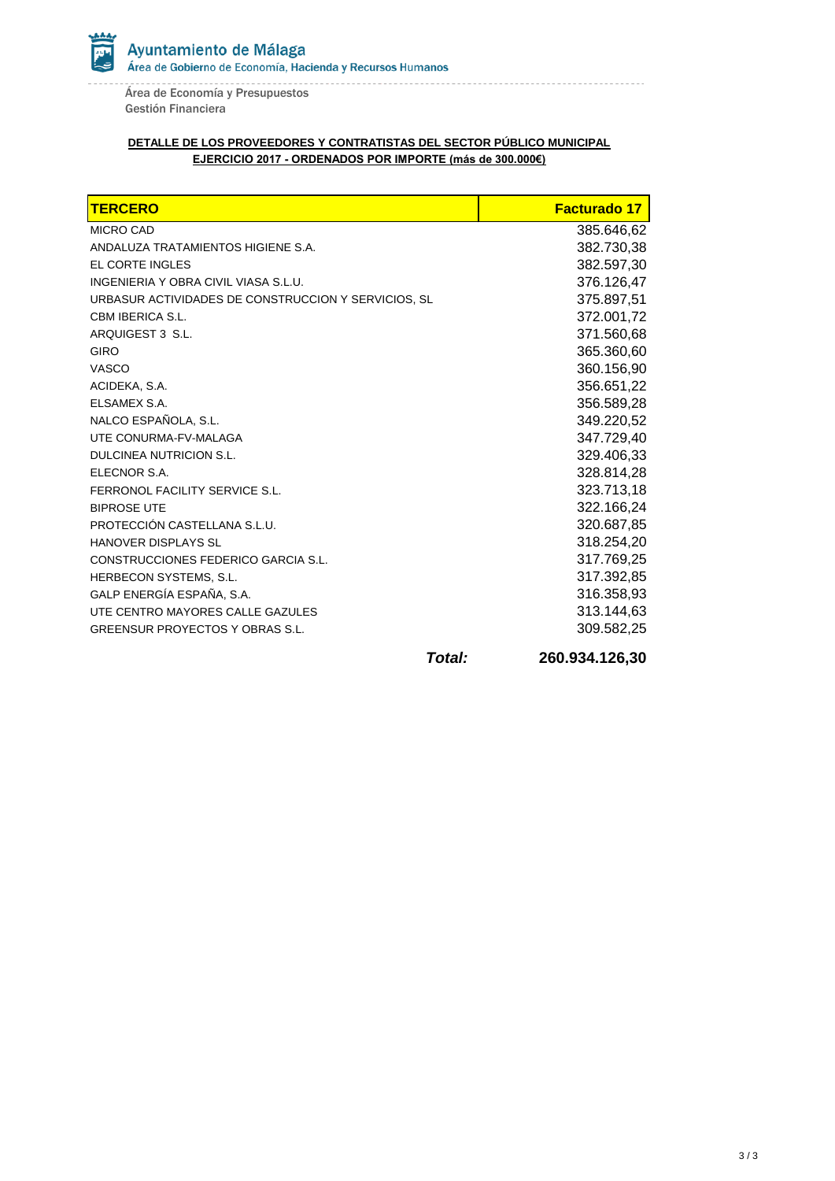Ayuntamiento de Málaga
Área de Gobierno de Economía, Hacienda y Recursos Humanos

Área de Economía y Presupuestos
Gestión Financiera

**DETALLE DE LOS PROVEEDORES Y CONTRATISTAS DEL SECTOR PÚBLICO MUNICIPAL**
**EJERCICIO 2017 - ORDENADOS POR IMPORTE (más de 300.000€)**

| TERCERO | Facturado 17 |
|---|---|
| MICRO CAD | 385.646,62 |
| ANDALUZA TRATAMIENTOS HIGIENE S.A. | 382.730,38 |
| EL CORTE INGLES | 382.597,30 |
| INGENIERIA Y OBRA CIVIL VIASA S.L.U. | 376.126,47 |
| URBASUR ACTIVIDADES DE CONSTRUCCION Y SERVICIOS, SL | 375.897,51 |
| CBM IBERICA S.L. | 372.001,72 |
| ARQUIGEST 3 S.L. | 371.560,68 |
| GIRO | 365.360,60 |
| VASCO | 360.156,90 |
| ACIDEKA, S.A. | 356.651,22 |
| ELSAMEX S.A. | 356.589,28 |
| NALCO ESPAÑOLA, S.L. | 349.220,52 |
| UTE CONURMA-FV-MALAGA | 347.729,40 |
| DULCINEA NUTRICION S.L. | 329.406,33 |
| ELECNOR S.A. | 328.814,28 |
| FERRONOL FACILITY SERVICE S.L. | 323.713,18 |
| BIPROSE UTE | 322.166,24 |
| PROTECCIÓN CASTELLANA S.L.U. | 320.687,85 |
| HANOVER DISPLAYS SL | 318.254,20 |
| CONSTRUCCIONES FEDERICO GARCIA S.L. | 317.769,25 |
| HERBECON SYSTEMS, S.L. | 317.392,85 |
| GALP ENERGÍA ESPAÑA, S.A. | 316.358,93 |
| UTE CENTRO MAYORES CALLE GAZULES | 313.144,63 |
| GREENSUR PROYECTOS Y OBRAS S.L. | 309.582,25 |
| ***Total:*** | **260.934.126,30** |